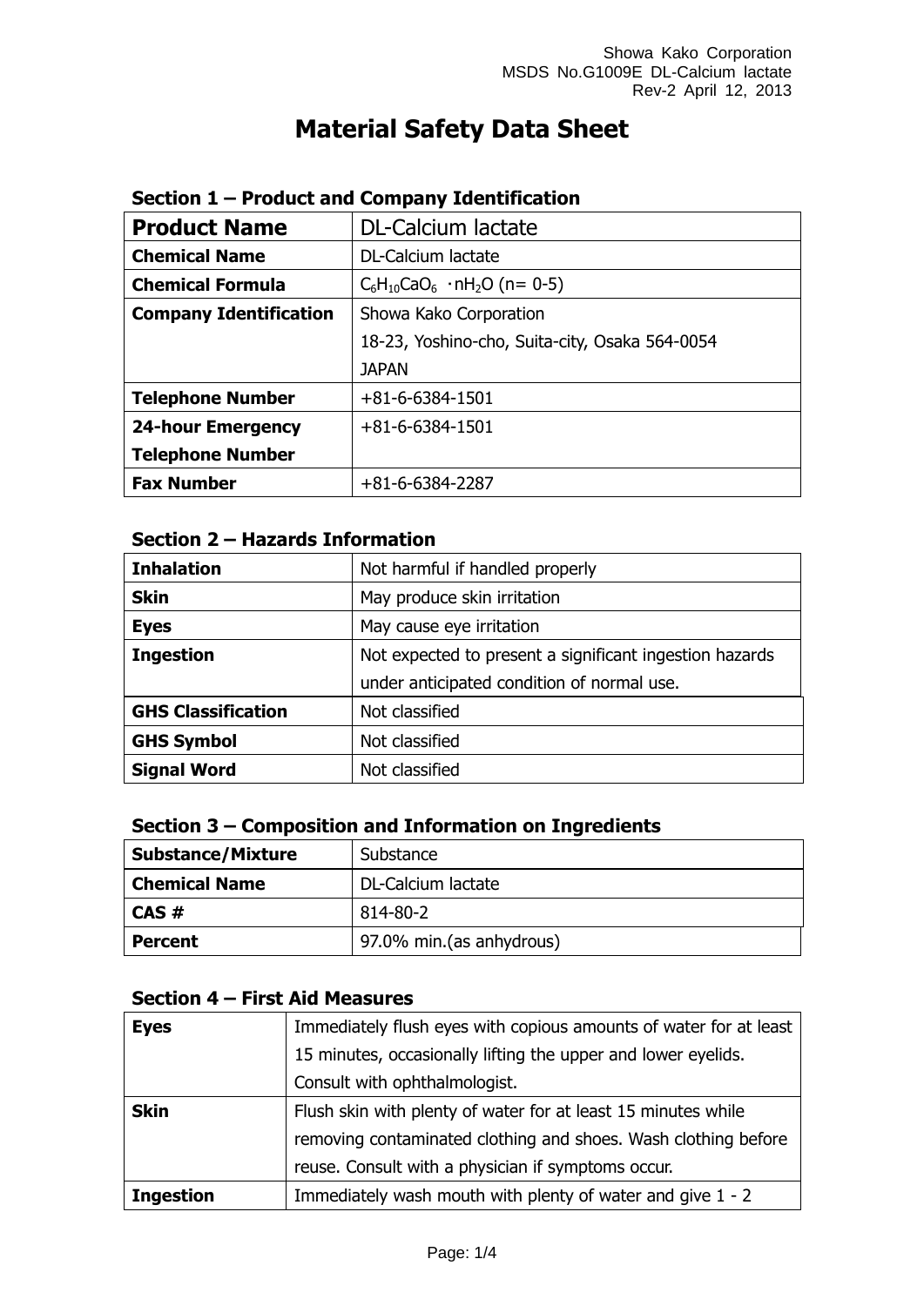Showa Kako Corporation
MSDS No.G1009E DL-Calcium lactate
Rev-2 April 12, 2013

# Material Safety Data Sheet

## Section 1 – Product and Company Identification

| **Product Name** | DL-Calcium lactate |
|---|---|
| **Chemical Name** | DL-Calcium lactate |
| **Chemical Formula** | $C_6H_{10}CaO_6 \cdot nH_2O$ (n= 0-5) |
| **Company Identification** | Showa Kako Corporation<br>18-23, Yoshino-cho, Suita-city, Osaka 564-0054<br>JAPAN |
| **Telephone Number** | +81-6-6384-1501 |
| **24-hour Emergency Telephone Number** | +81-6-6384-1501 |
| **Fax Number** | +81-6-6384-2287 |

## Section 2 – Hazards Information

| **Inhalation** | Not harmful if handled properly |
|---|---|
| **Skin** | May produce skin irritation |
| **Eyes** | May cause eye irritation |
| **Ingestion** | Not expected to present a significant ingestion hazards under anticipated condition of normal use. |
| **GHS Classification** | Not classified |
| **GHS Symbol** | Not classified |
| **Signal Word** | Not classified |

## Section 3 – Composition and Information on Ingredients

| **Substance/Mixture** | Substance |
|---|---|
| **Chemical Name** | DL-Calcium lactate |
| **CAS #** | 814-80-2 |
| **Percent** | 97.0% min.(as anhydrous) |

## Section 4 – First Aid Measures

| **Eyes** | Immediately flush eyes with copious amounts of water for at least 15 minutes, occasionally lifting the upper and lower eyelids. Consult with ophthalmologist. |
|---|---|
| **Skin** | Flush skin with plenty of water for at least 15 minutes while removing contaminated clothing and shoes. Wash clothing before reuse. Consult with a physician if symptoms occur. |
| **Ingestion** | Immediately wash mouth with plenty of water and give 1 - 2 |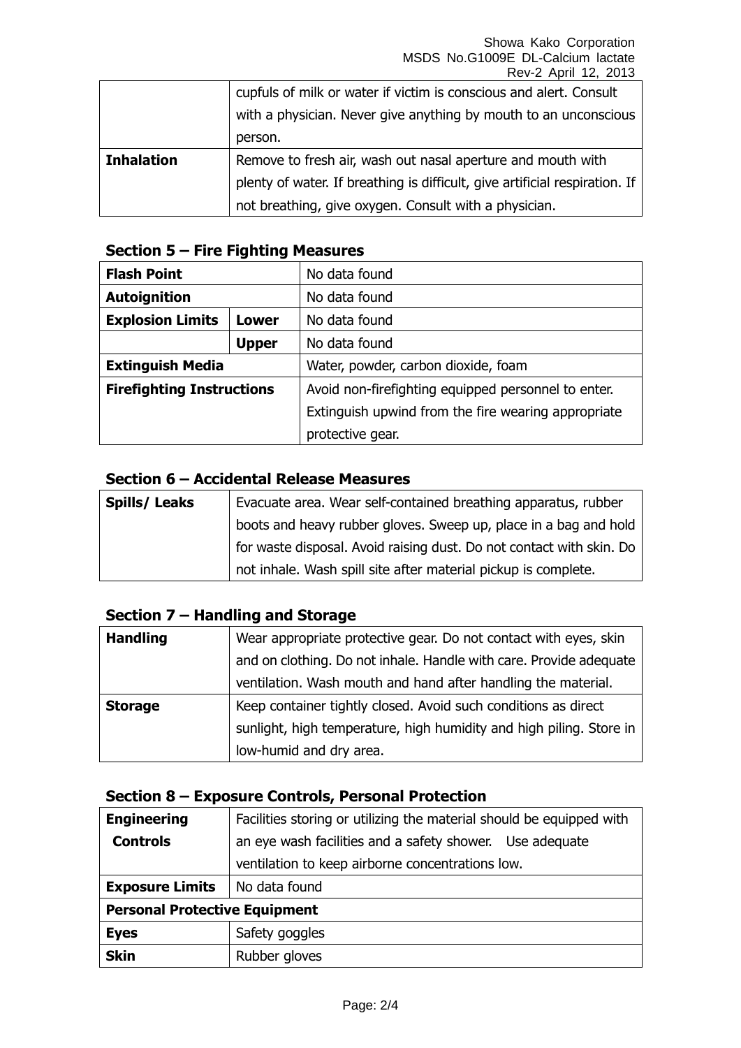| | |
|---|---|
| | cupfuls of milk or water if victim is conscious and alert. Consult with a physician. Never give anything by mouth to an unconscious person. |
| **Inhalation** | Remove to fresh air, wash out nasal aperture and mouth with plenty of water. If breathing is difficult, give artificial respiration. If not breathing, give oxygen. Consult with a physician. |

## Section 5 – Fire Fighting Measures

| | | |
|---|---|---|
| **Flash Point** | | No data found |
| **Autoignition** | | No data found |
| **Explosion Limits** | **Lower** | No data found |
| | **Upper** | No data found |
| **Extinguish Media** | | Water, powder, carbon dioxide, foam |
| **Firefighting Instructions** | | Avoid non-firefighting equipped personnel to enter. Extinguish upwind from the fire wearing appropriate protective gear. |

## Section 6 – Accidental Release Measures

| | |
|---|---|
| **Spills/ Leaks** | Evacuate area. Wear self-contained breathing apparatus, rubber boots and heavy rubber gloves. Sweep up, place in a bag and hold for waste disposal. Avoid raising dust. Do not contact with skin. Do not inhale. Wash spill site after material pickup is complete. |

## Section 7 – Handling and Storage

| | |
|---|---|
| **Handling** | Wear appropriate protective gear. Do not contact with eyes, skin and on clothing. Do not inhale. Handle with care. Provide adequate ventilation. Wash mouth and hand after handling the material. |
| **Storage** | Keep container tightly closed. Avoid such conditions as direct sunlight, high temperature, high humidity and high piling. Store in low-humid and dry area. |

## Section 8 – Exposure Controls, Personal Protection

| | |
|---|---|
| **Engineering Controls** | Facilities storing or utilizing the material should be equipped with an eye wash facilities and a safety shower. Use adequate ventilation to keep airborne concentrations low. |
| **Exposure Limits** | No data found |
| **Personal Protective Equipment** | |
| **Eyes** | Safety goggles |
| **Skin** | Rubber gloves |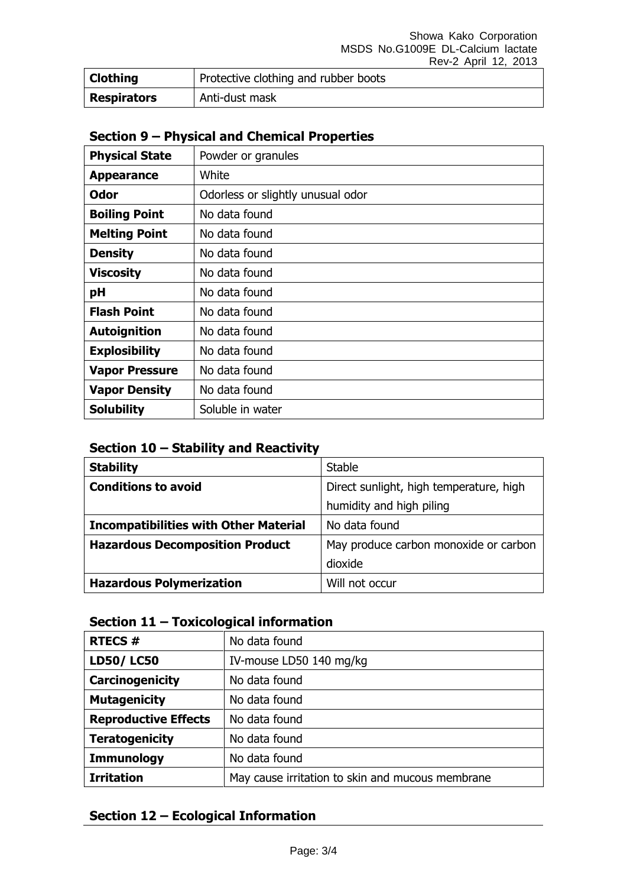| **Clothing** | Protective clothing and rubber boots |
|---|---|
| **Respirators** | Anti-dust mask |

## Section 9 – Physical and Chemical Properties

| **Physical State** | Powder or granules |
|---|---|
| **Appearance** | White |
| **Odor** | Odorless or slightly unusual odor |
| **Boiling Point** | No data found |
| **Melting Point** | No data found |
| **Density** | No data found |
| **Viscosity** | No data found |
| **pH** | No data found |
| **Flash Point** | No data found |
| **Autoignition** | No data found |
| **Explosibility** | No data found |
| **Vapor Pressure** | No data found |
| **Vapor Density** | No data found |
| **Solubility** | Soluble in water |

## Section 10 – Stability and Reactivity

| **Stability** | Stable |
|---|---|
| **Conditions to avoid** | Direct sunlight, high temperature, high humidity and high piling |
| **Incompatibilities with Other Material** | No data found |
| **Hazardous Decomposition Product** | May produce carbon monoxide or carbon dioxide |
| **Hazardous Polymerization** | Will not occur |

## Section 11 – Toxicological information

| **RTECS #** | No data found |
|---|---|
| **LD50/ LC50** | IV-mouse LD50 140 mg/kg |
| **Carcinogenicity** | No data found |
| **Mutagenicity** | No data found |
| **Reproductive Effects** | No data found |
| **Teratogenicity** | No data found |
| **Immunology** | No data found |
| **Irritation** | May cause irritation to skin and mucous membrane |

## Section 12 – Ecological Information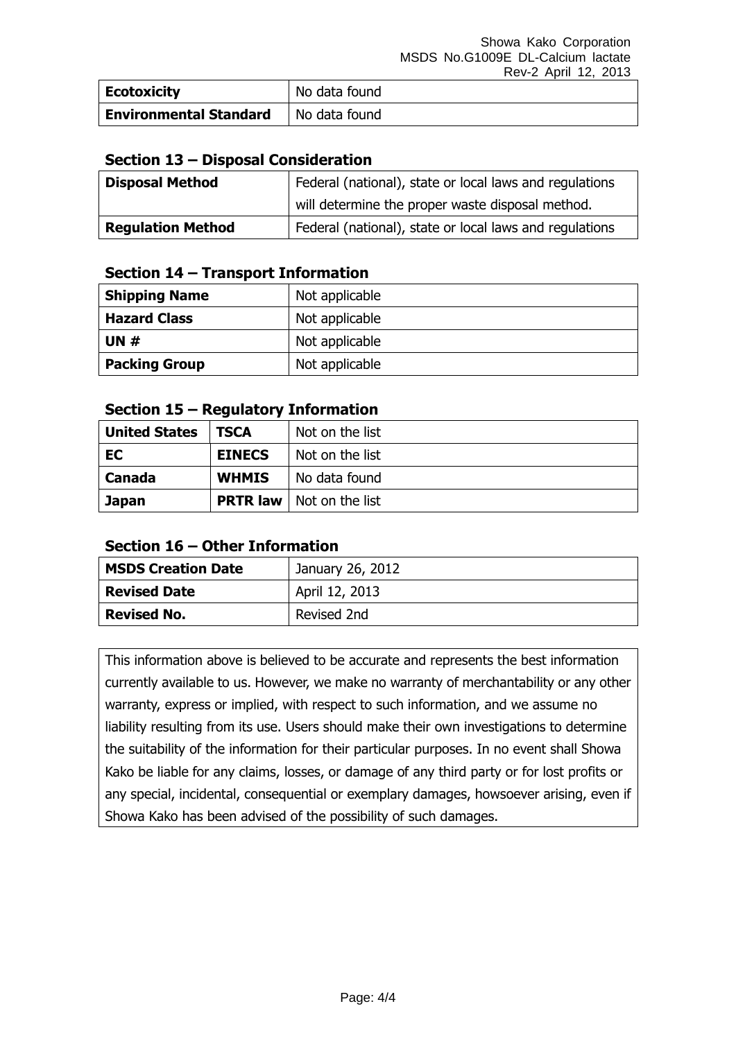| | |
|---|---|
| **Ecotoxicity** | No data found |
| **Environmental Standard** | No data found |

### Section 13 – Disposal Consideration

| | |
|---|---|
| **Disposal Method** | Federal (national), state or local laws and regulations will determine the proper waste disposal method. |
| **Regulation Method** | Federal (national), state or local laws and regulations |

### Section 14 – Transport Information

| | |
|---|---|
| **Shipping Name** | Not applicable |
| **Hazard Class** | Not applicable |
| **UN #** | Not applicable |
| **Packing Group** | Not applicable |

### Section 15 – Regulatory Information

| | | |
|---|---|---|
| **United States** | **TSCA** | Not on the list |
| **EC** | **EINECS** | Not on the list |
| **Canada** | **WHMIS** | No data found |
| **Japan** | **PRTR law** | Not on the list |

### Section 16 – Other Information

| | |
|---|---|
| **MSDS Creation Date** | January 26, 2012 |
| **Revised Date** | April 12, 2013 |
| **Revised No.** | Revised 2nd |

This information above is believed to be accurate and represents the best information currently available to us. However, we make no warranty of merchantability or any other warranty, express or implied, with respect to such information, and we assume no liability resulting from its use. Users should make their own investigations to determine the suitability of the information for their particular purposes. In no event shall Showa Kako be liable for any claims, losses, or damage of any third party or for lost profits or any special, incidental, consequential or exemplary damages, howsoever arising, even if Showa Kako has been advised of the possibility of such damages.